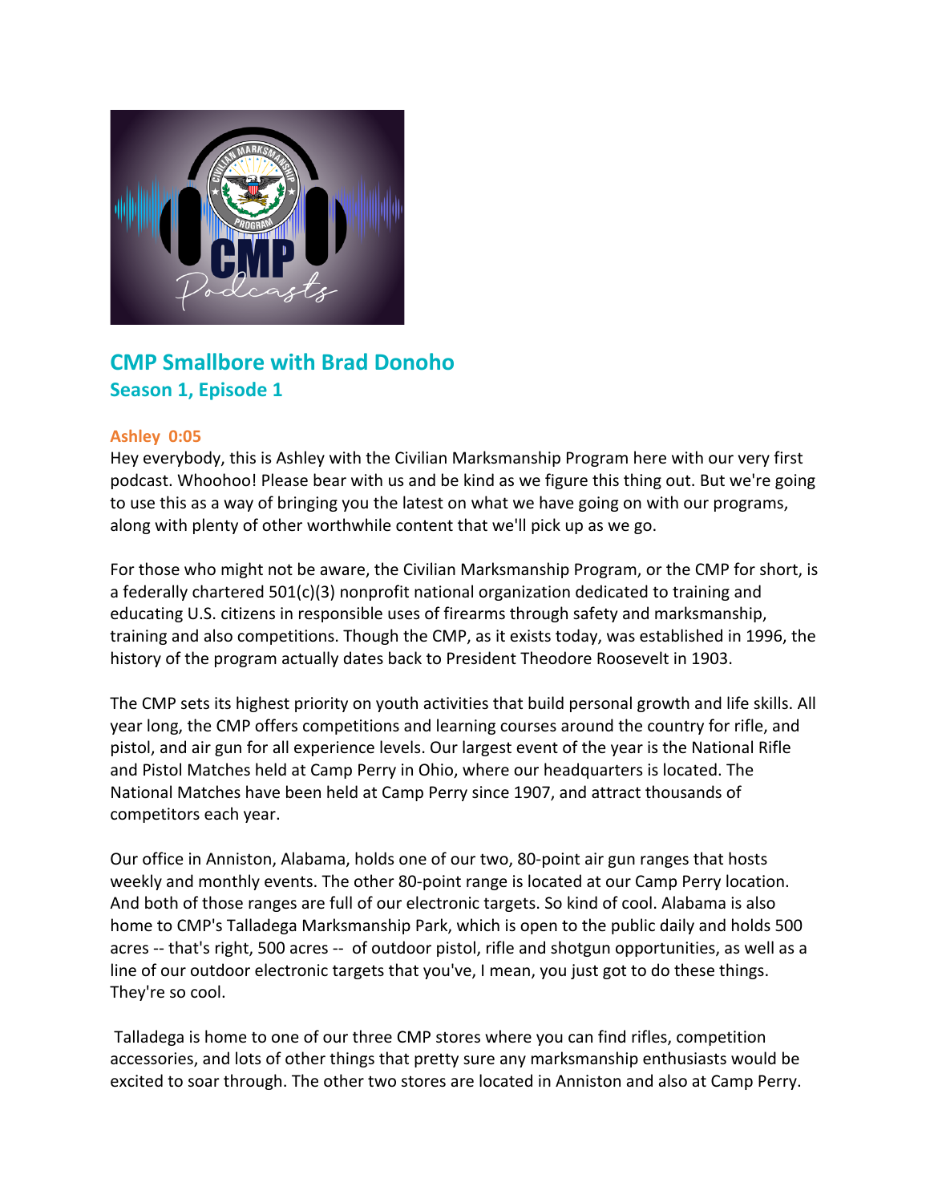# CMP Smallbore with Brad Donoho

## Season 1, Episode 1

**Ashley 0:05**

Hey everybody, this is Ashley with the Civilian Marksmanship Program here with our very first podcast. Whoohoo! Please bear with us and be kind as we figure this thing out. But we're going to use this as a way of bringing you the latest on what we have going on with our programs, along with plenty of other worthwhile content that we'll pick up as we go.

For those who might not be aware, the Civilian Marksmanship Program, or the CMP for short, is a federally chartered 501(c)(3) nonprofit national organization dedicated to training and educating U.S. citizens in responsible uses of firearms through safety and marksmanship, training and also competitions. Though the CMP, as it exists today, was established in 1996, the history of the program actually dates back to President Theodore Roosevelt in 1903.

The CMP sets its highest priority on youth activities that build personal growth and life skills. All year long, the CMP offers competitions and learning courses around the country for rifle, and pistol, and air gun for all experience levels. Our largest event of the year is the National Rifle and Pistol Matches held at Camp Perry in Ohio, where our headquarters is located. The National Matches have been held at Camp Perry since 1907, and attract thousands of competitors each year.

Our office in Anniston, Alabama, holds one of our two, 80-point air gun ranges that hosts weekly and monthly events. The other 80-point range is located at our Camp Perry location. And both of those ranges are full of our electronic targets. So kind of cool. Alabama is also home to CMP's Talladega Marksmanship Park, which is open to the public daily and holds 500 acres -- that's right, 500 acres -- of outdoor pistol, rifle and shotgun opportunities, as well as a line of our outdoor electronic targets that you've, I mean, you just got to do these things. They're so cool.

Talladega is home to one of our three CMP stores where you can find rifles, competition accessories, and lots of other things that pretty sure any marksmanship enthusiasts would be excited to soar through. The other two stores are located in Anniston and also at Camp Perry.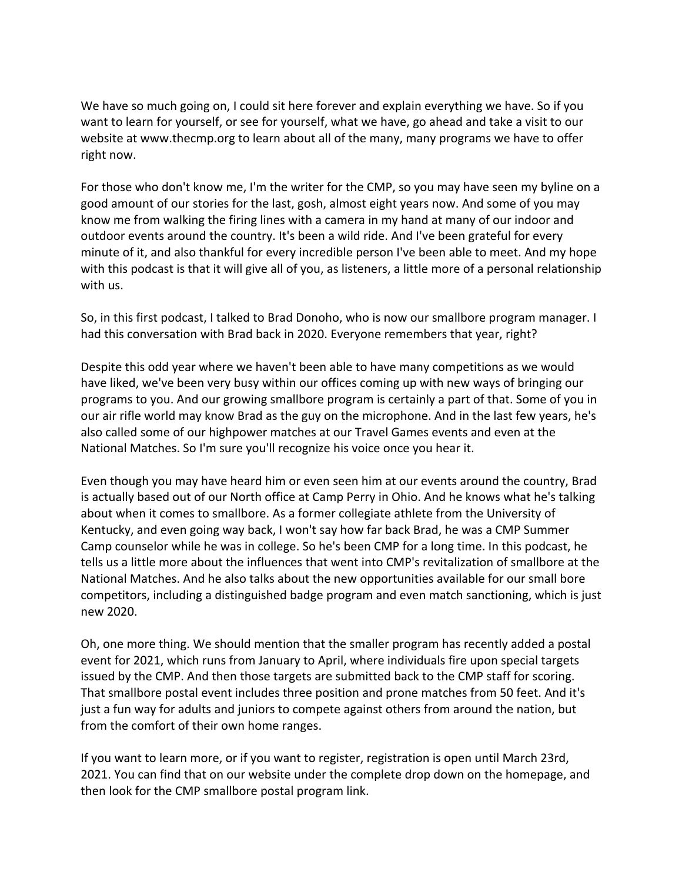We have so much going on, I could sit here forever and explain everything we have. So if you want to learn for yourself, or see for yourself, what we have, go ahead and take a visit to our website at www.thecmp.org to learn about all of the many, many programs we have to offer right now.

For those who don't know me, I'm the writer for the CMP, so you may have seen my byline on a good amount of our stories for the last, gosh, almost eight years now. And some of you may know me from walking the firing lines with a camera in my hand at many of our indoor and outdoor events around the country. It's been a wild ride. And I've been grateful for every minute of it, and also thankful for every incredible person I've been able to meet. And my hope with this podcast is that it will give all of you, as listeners, a little more of a personal relationship with us.

So, in this first podcast, I talked to Brad Donoho, who is now our smallbore program manager. I had this conversation with Brad back in 2020. Everyone remembers that year, right?

Despite this odd year where we haven't been able to have many competitions as we would have liked, we've been very busy within our offices coming up with new ways of bringing our programs to you. And our growing smallbore program is certainly a part of that. Some of you in our air rifle world may know Brad as the guy on the microphone. And in the last few years, he's also called some of our highpower matches at our Travel Games events and even at the National Matches. So I'm sure you'll recognize his voice once you hear it.

Even though you may have heard him or even seen him at our events around the country, Brad is actually based out of our North office at Camp Perry in Ohio. And he knows what he's talking about when it comes to smallbore. As a former collegiate athlete from the University of Kentucky, and even going way back, I won't say how far back Brad, he was a CMP Summer Camp counselor while he was in college. So he's been CMP for a long time. In this podcast, he tells us a little more about the influences that went into CMP's revitalization of smallbore at the National Matches. And he also talks about the new opportunities available for our small bore competitors, including a distinguished badge program and even match sanctioning, which is just new 2020.

Oh, one more thing. We should mention that the smaller program has recently added a postal event for 2021, which runs from January to April, where individuals fire upon special targets issued by the CMP. And then those targets are submitted back to the CMP staff for scoring. That smallbore postal event includes three position and prone matches from 50 feet. And it's just a fun way for adults and juniors to compete against others from around the nation, but from the comfort of their own home ranges.

If you want to learn more, or if you want to register, registration is open until March 23rd, 2021. You can find that on our website under the complete drop down on the homepage, and then look for the CMP smallbore postal program link.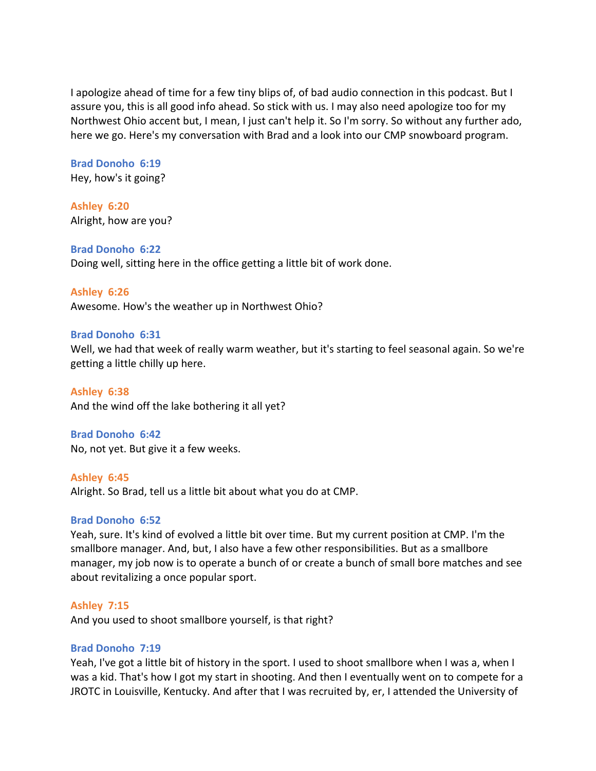I apologize ahead of time for a few tiny blips of, of bad audio connection in this podcast. But I assure you, this is all good info ahead. So stick with us. I may also need apologize too for my Northwest Ohio accent but, I mean, I just can't help it. So I'm sorry. So without any further ado, here we go. Here's my conversation with Brad and a look into our CMP snowboard program.

**Brad Donoho 6:19**
Hey, how's it going?

**Ashley 6:20**
Alright, how are you?

**Brad Donoho 6:22**
Doing well, sitting here in the office getting a little bit of work done.

**Ashley 6:26**
Awesome. How's the weather up in Northwest Ohio?

**Brad Donoho 6:31**
Well, we had that week of really warm weather, but it's starting to feel seasonal again. So we're getting a little chilly up here.

**Ashley 6:38**
And the wind off the lake bothering it all yet?

**Brad Donoho 6:42**
No, not yet. But give it a few weeks.

**Ashley 6:45**
Alright. So Brad, tell us a little bit about what you do at CMP.

**Brad Donoho 6:52**
Yeah, sure. It's kind of evolved a little bit over time. But my current position at CMP. I'm the smallbore manager. And, but, I also have a few other responsibilities. But as a smallbore manager, my job now is to operate a bunch of or create a bunch of small bore matches and see about revitalizing a once popular sport.

**Ashley 7:15**
And you used to shoot smallbore yourself, is that right?

**Brad Donoho 7:19**
Yeah, I've got a little bit of history in the sport. I used to shoot smallbore when I was a, when I was a kid. That's how I got my start in shooting. And then I eventually went on to compete for a JROTC in Louisville, Kentucky. And after that I was recruited by, er, I attended the University of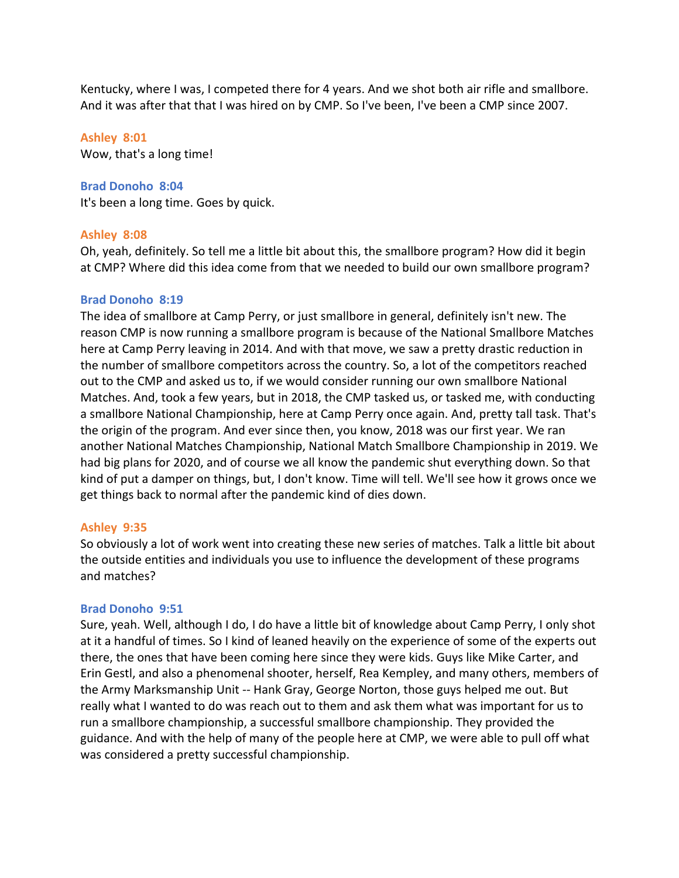Kentucky, where I was, I competed there for 4 years. And we shot both air rifle and smallbore. And it was after that that I was hired on by CMP. So I've been, I've been a CMP since 2007.

**Ashley 8:01**
Wow, that's a long time!

**Brad Donoho 8:04**
It's been a long time. Goes by quick.

**Ashley 8:08**
Oh, yeah, definitely. So tell me a little bit about this, the smallbore program? How did it begin at CMP? Where did this idea come from that we needed to build our own smallbore program?

**Brad Donoho 8:19**
The idea of smallbore at Camp Perry, or just smallbore in general, definitely isn't new. The reason CMP is now running a smallbore program is because of the National Smallbore Matches here at Camp Perry leaving in 2014. And with that move, we saw a pretty drastic reduction in the number of smallbore competitors across the country. So, a lot of the competitors reached out to the CMP and asked us to, if we would consider running our own smallbore National Matches. And, took a few years, but in 2018, the CMP tasked us, or tasked me, with conducting a smallbore National Championship, here at Camp Perry once again. And, pretty tall task. That's the origin of the program. And ever since then, you know, 2018 was our first year. We ran another National Matches Championship, National Match Smallbore Championship in 2019. We had big plans for 2020, and of course we all know the pandemic shut everything down. So that kind of put a damper on things, but, I don't know. Time will tell. We'll see how it grows once we get things back to normal after the pandemic kind of dies down.

**Ashley 9:35**
So obviously a lot of work went into creating these new series of matches. Talk a little bit about the outside entities and individuals you use to influence the development of these programs and matches?

**Brad Donoho 9:51**
Sure, yeah. Well, although I do, I do have a little bit of knowledge about Camp Perry, I only shot at it a handful of times. So I kind of leaned heavily on the experience of some of the experts out there, the ones that have been coming here since they were kids. Guys like Mike Carter, and Erin Gestl, and also a phenomenal shooter, herself, Rea Kempley, and many others, members of the Army Marksmanship Unit -- Hank Gray, George Norton, those guys helped me out. But really what I wanted to do was reach out to them and ask them what was important for us to run a smallbore championship, a successful smallbore championship. They provided the guidance. And with the help of many of the people here at CMP, we were able to pull off what was considered a pretty successful championship.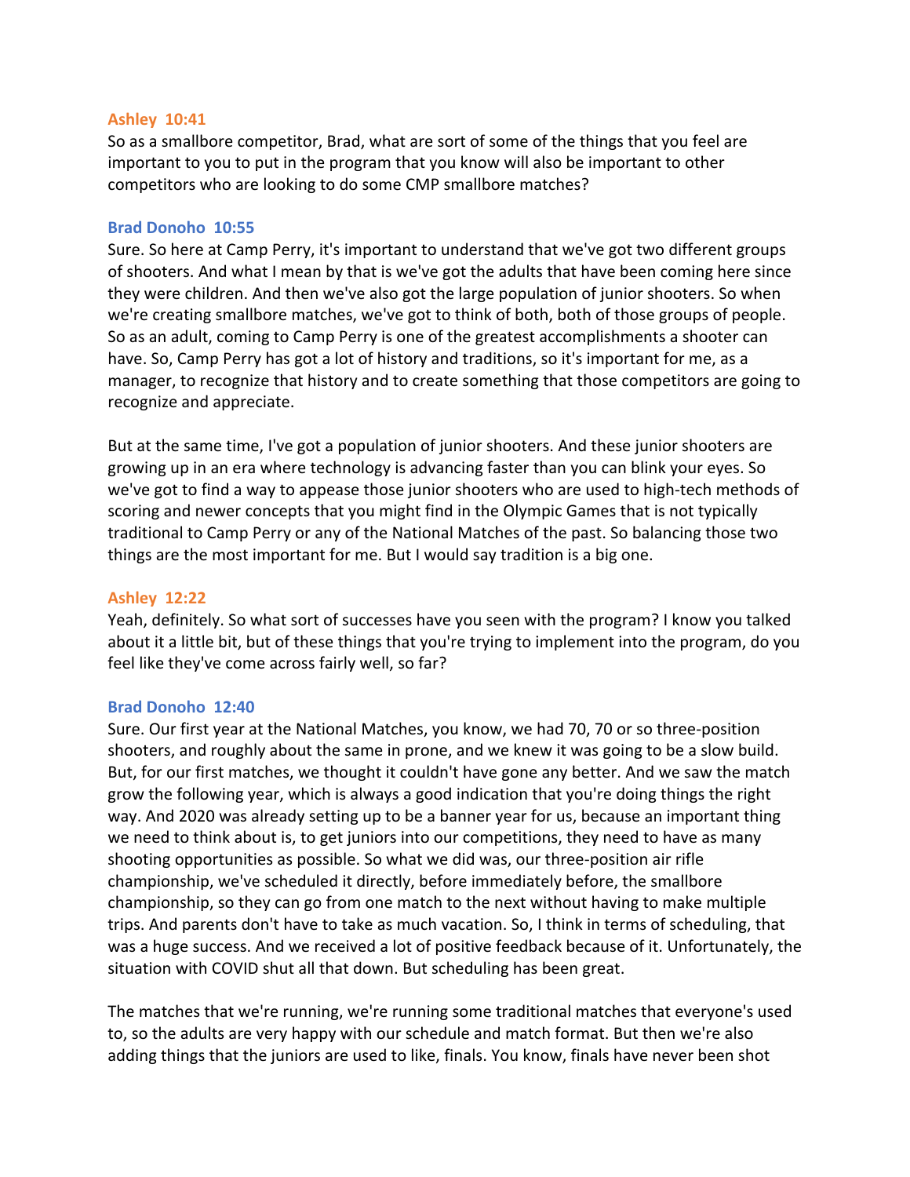**Ashley 10:41**

So as a smallbore competitor, Brad, what are sort of some of the things that you feel are important to you to put in the program that you know will also be important to other competitors who are looking to do some CMP smallbore matches?

**Brad Donoho 10:55**

Sure. So here at Camp Perry, it's important to understand that we've got two different groups of shooters. And what I mean by that is we've got the adults that have been coming here since they were children. And then we've also got the large population of junior shooters. So when we're creating smallbore matches, we've got to think of both, both of those groups of people. So as an adult, coming to Camp Perry is one of the greatest accomplishments a shooter can have. So, Camp Perry has got a lot of history and traditions, so it's important for me, as a manager, to recognize that history and to create something that those competitors are going to recognize and appreciate.

But at the same time, I've got a population of junior shooters. And these junior shooters are growing up in an era where technology is advancing faster than you can blink your eyes. So we've got to find a way to appease those junior shooters who are used to high-tech methods of scoring and newer concepts that you might find in the Olympic Games that is not typically traditional to Camp Perry or any of the National Matches of the past. So balancing those two things are the most important for me. But I would say tradition is a big one.

**Ashley 12:22**

Yeah, definitely. So what sort of successes have you seen with the program? I know you talked about it a little bit, but of these things that you're trying to implement into the program, do you feel like they've come across fairly well, so far?

**Brad Donoho 12:40**

Sure. Our first year at the National Matches, you know, we had 70, 70 or so three-position shooters, and roughly about the same in prone, and we knew it was going to be a slow build. But, for our first matches, we thought it couldn't have gone any better. And we saw the match grow the following year, which is always a good indication that you're doing things the right way. And 2020 was already setting up to be a banner year for us, because an important thing we need to think about is, to get juniors into our competitions, they need to have as many shooting opportunities as possible. So what we did was, our three-position air rifle championship, we've scheduled it directly, before immediately before, the smallbore championship, so they can go from one match to the next without having to make multiple trips. And parents don't have to take as much vacation. So, I think in terms of scheduling, that was a huge success. And we received a lot of positive feedback because of it. Unfortunately, the situation with COVID shut all that down. But scheduling has been great.

The matches that we're running, we're running some traditional matches that everyone's used to, so the adults are very happy with our schedule and match format. But then we're also adding things that the juniors are used to like, finals. You know, finals have never been shot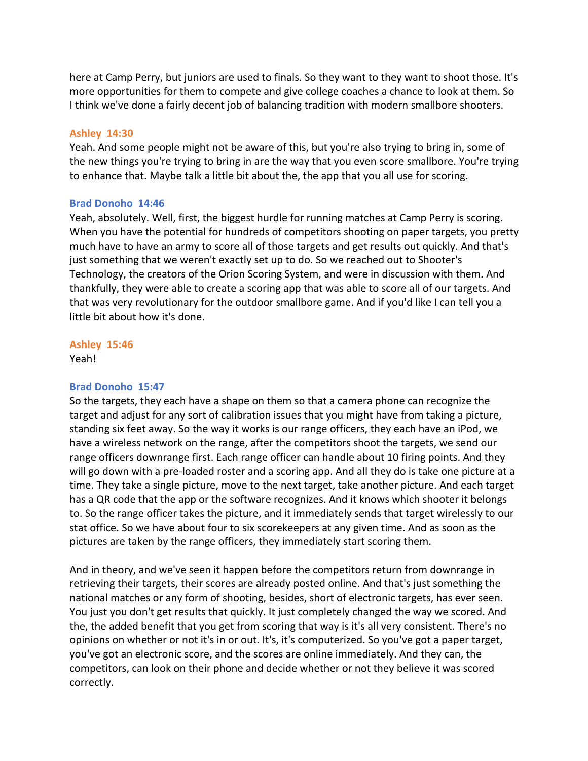here at Camp Perry, but juniors are used to finals. So they want to they want to shoot those. It's more opportunities for them to compete and give college coaches a chance to look at them. So I think we've done a fairly decent job of balancing tradition with modern smallbore shooters.

**Ashley 14:30**
Yeah. And some people might not be aware of this, but you're also trying to bring in, some of the new things you're trying to bring in are the way that you even score smallbore. You're trying to enhance that. Maybe talk a little bit about the, the app that you all use for scoring.

**Brad Donoho 14:46**
Yeah, absolutely. Well, first, the biggest hurdle for running matches at Camp Perry is scoring. When you have the potential for hundreds of competitors shooting on paper targets, you pretty much have to have an army to score all of those targets and get results out quickly. And that's just something that we weren't exactly set up to do. So we reached out to Shooter's Technology, the creators of the Orion Scoring System, and were in discussion with them. And thankfully, they were able to create a scoring app that was able to score all of our targets. And that was very revolutionary for the outdoor smallbore game. And if you'd like I can tell you a little bit about how it's done.

**Ashley 15:46**
Yeah!

**Brad Donoho 15:47**
So the targets, they each have a shape on them so that a camera phone can recognize the target and adjust for any sort of calibration issues that you might have from taking a picture, standing six feet away. So the way it works is our range officers, they each have an iPod, we have a wireless network on the range, after the competitors shoot the targets, we send our range officers downrange first. Each range officer can handle about 10 firing points. And they will go down with a pre-loaded roster and a scoring app. And all they do is take one picture at a time. They take a single picture, move to the next target, take another picture. And each target has a QR code that the app or the software recognizes. And it knows which shooter it belongs to. So the range officer takes the picture, and it immediately sends that target wirelessly to our stat office. So we have about four to six scorekeepers at any given time. And as soon as the pictures are taken by the range officers, they immediately start scoring them.

And in theory, and we've seen it happen before the competitors return from downrange in retrieving their targets, their scores are already posted online. And that's just something the national matches or any form of shooting, besides, short of electronic targets, has ever seen. You just you don't get results that quickly. It just completely changed the way we scored. And the, the added benefit that you get from scoring that way is it's all very consistent. There's no opinions on whether or not it's in or out. It's, it's computerized. So you've got a paper target, you've got an electronic score, and the scores are online immediately. And they can, the competitors, can look on their phone and decide whether or not they believe it was scored correctly.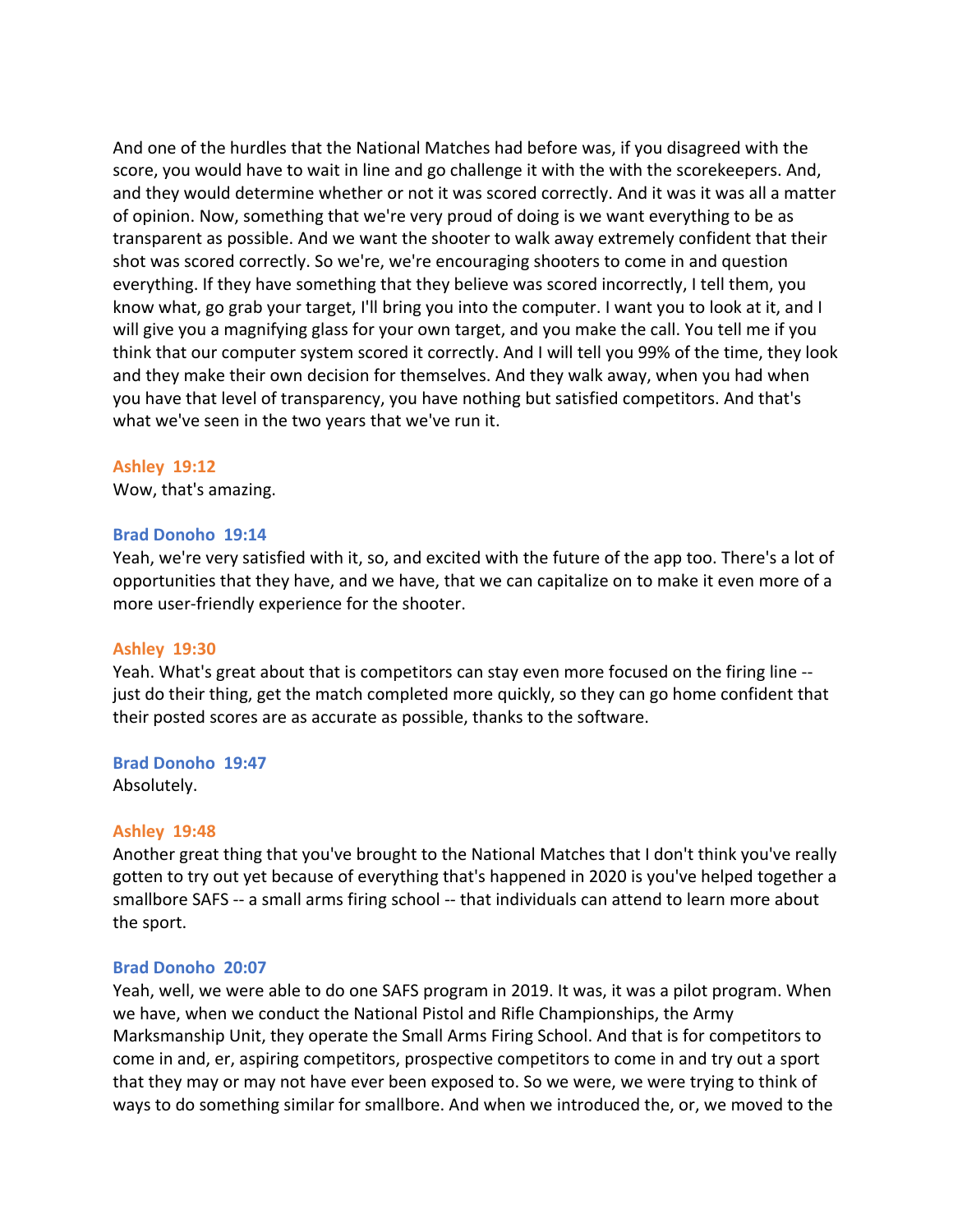And one of the hurdles that the National Matches had before was, if you disagreed with the score, you would have to wait in line and go challenge it with the with the scorekeepers. And, and they would determine whether or not it was scored correctly. And it was it was all a matter of opinion. Now, something that we're very proud of doing is we want everything to be as transparent as possible. And we want the shooter to walk away extremely confident that their shot was scored correctly. So we're, we're encouraging shooters to come in and question everything. If they have something that they believe was scored incorrectly, I tell them, you know what, go grab your target, I'll bring you into the computer. I want you to look at it, and I will give you a magnifying glass for your own target, and you make the call. You tell me if you think that our computer system scored it correctly. And I will tell you 99% of the time, they look and they make their own decision for themselves. And they walk away, when you had when you have that level of transparency, you have nothing but satisfied competitors. And that's what we've seen in the two years that we've run it.

**Ashley 19:12**
Wow, that's amazing.

**Brad Donoho 19:14**
Yeah, we're very satisfied with it, so, and excited with the future of the app too. There's a lot of opportunities that they have, and we have, that we can capitalize on to make it even more of a more user-friendly experience for the shooter.

**Ashley 19:30**
Yeah. What's great about that is competitors can stay even more focused on the firing line -- just do their thing, get the match completed more quickly, so they can go home confident that their posted scores are as accurate as possible, thanks to the software.

**Brad Donoho 19:47**
Absolutely.

**Ashley 19:48**
Another great thing that you've brought to the National Matches that I don't think you've really gotten to try out yet because of everything that's happened in 2020 is you've helped together a smallbore SAFS -- a small arms firing school -- that individuals can attend to learn more about the sport.

**Brad Donoho 20:07**
Yeah, well, we were able to do one SAFS program in 2019. It was, it was a pilot program. When we have, when we conduct the National Pistol and Rifle Championships, the Army Marksmanship Unit, they operate the Small Arms Firing School. And that is for competitors to come in and, er, aspiring competitors, prospective competitors to come in and try out a sport that they may or may not have ever been exposed to. So we were, we were trying to think of ways to do something similar for smallbore. And when we introduced the, or, we moved to the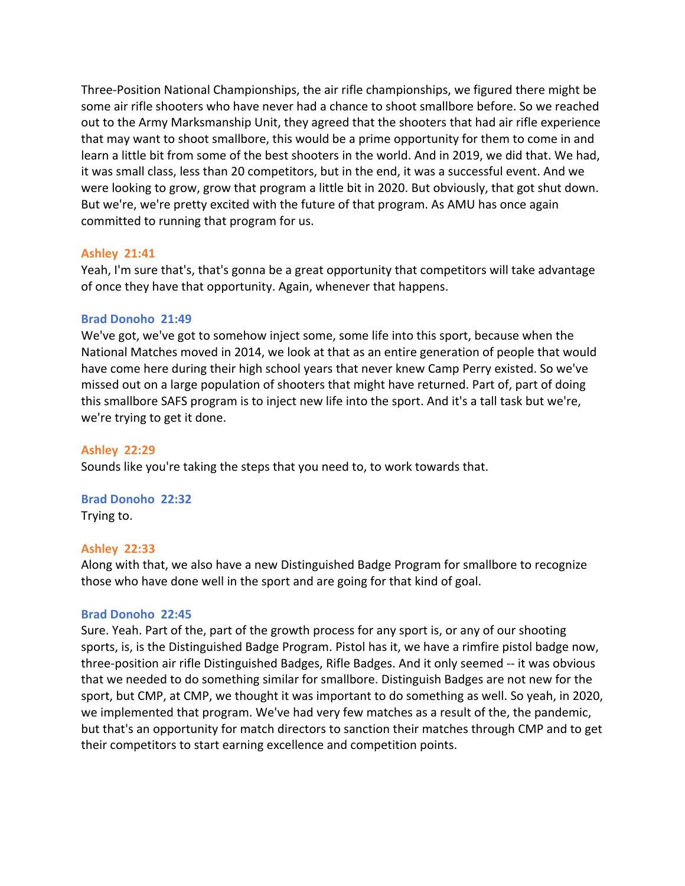Three-Position National Championships, the air rifle championships, we figured there might be some air rifle shooters who have never had a chance to shoot smallbore before. So we reached out to the Army Marksmanship Unit, they agreed that the shooters that had air rifle experience that may want to shoot smallbore, this would be a prime opportunity for them to come in and learn a little bit from some of the best shooters in the world. And in 2019, we did that. We had, it was small class, less than 20 competitors, but in the end, it was a successful event. And we were looking to grow, grow that program a little bit in 2020. But obviously, that got shut down. But we're, we're pretty excited with the future of that program. As AMU has once again committed to running that program for us.

**Ashley 21:41**
Yeah, I'm sure that's, that's gonna be a great opportunity that competitors will take advantage of once they have that opportunity. Again, whenever that happens.

**Brad Donoho 21:49**
We've got, we've got to somehow inject some, some life into this sport, because when the National Matches moved in 2014, we look at that as an entire generation of people that would have come here during their high school years that never knew Camp Perry existed. So we've missed out on a large population of shooters that might have returned. Part of, part of doing this smallbore SAFS program is to inject new life into the sport. And it's a tall task but we're, we're trying to get it done.

**Ashley 22:29**
Sounds like you're taking the steps that you need to, to work towards that.

**Brad Donoho 22:32**
Trying to.

**Ashley 22:33**
Along with that, we also have a new Distinguished Badge Program for smallbore to recognize those who have done well in the sport and are going for that kind of goal.

**Brad Donoho 22:45**
Sure. Yeah. Part of the, part of the growth process for any sport is, or any of our shooting sports, is, is the Distinguished Badge Program. Pistol has it, we have a rimfire pistol badge now, three-position air rifle Distinguished Badges, Rifle Badges. And it only seemed -- it was obvious that we needed to do something similar for smallbore. Distinguish Badges are not new for the sport, but CMP, at CMP, we thought it was important to do something as well. So yeah, in 2020, we implemented that program. We've had very few matches as a result of the, the pandemic, but that's an opportunity for match directors to sanction their matches through CMP and to get their competitors to start earning excellence and competition points.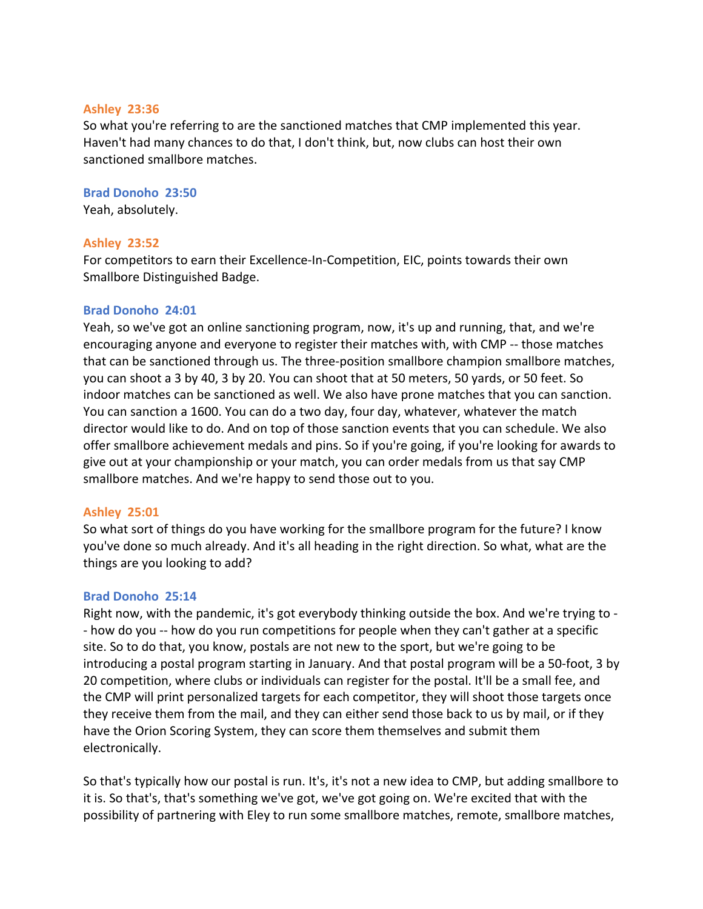**Ashley 23:36**
So what you're referring to are the sanctioned matches that CMP implemented this year. Haven't had many chances to do that, I don't think, but, now clubs can host their own sanctioned smallbore matches.

**Brad Donoho 23:50**
Yeah, absolutely.

**Ashley 23:52**
For competitors to earn their Excellence-In-Competition, EIC, points towards their own Smallbore Distinguished Badge.

**Brad Donoho 24:01**
Yeah, so we've got an online sanctioning program, now, it's up and running, that, and we're encouraging anyone and everyone to register their matches with, with CMP -- those matches that can be sanctioned through us. The three-position smallbore champion smallbore matches, you can shoot a 3 by 40, 3 by 20. You can shoot that at 50 meters, 50 yards, or 50 feet. So indoor matches can be sanctioned as well. We also have prone matches that you can sanction. You can sanction a 1600. You can do a two day, four day, whatever, whatever the match director would like to do. And on top of those sanction events that you can schedule. We also offer smallbore achievement medals and pins. So if you're going, if you're looking for awards to give out at your championship or your match, you can order medals from us that say CMP smallbore matches. And we're happy to send those out to you.

**Ashley 25:01**
So what sort of things do you have working for the smallbore program for the future? I know you've done so much already. And it's all heading in the right direction. So what, what are the things are you looking to add?

**Brad Donoho 25:14**
Right now, with the pandemic, it's got everybody thinking outside the box. And we're trying to -- how do you -- how do you run competitions for people when they can't gather at a specific site. So to do that, you know, postals are not new to the sport, but we're going to be introducing a postal program starting in January. And that postal program will be a 50-foot, 3 by 20 competition, where clubs or individuals can register for the postal. It'll be a small fee, and the CMP will print personalized targets for each competitor, they will shoot those targets once they receive them from the mail, and they can either send those back to us by mail, or if they have the Orion Scoring System, they can score them themselves and submit them electronically.

So that's typically how our postal is run. It's, it's not a new idea to CMP, but adding smallbore to it is. So that's, that's something we've got, we've got going on. We're excited that with the possibility of partnering with Eley to run some smallbore matches, remote, smallbore matches,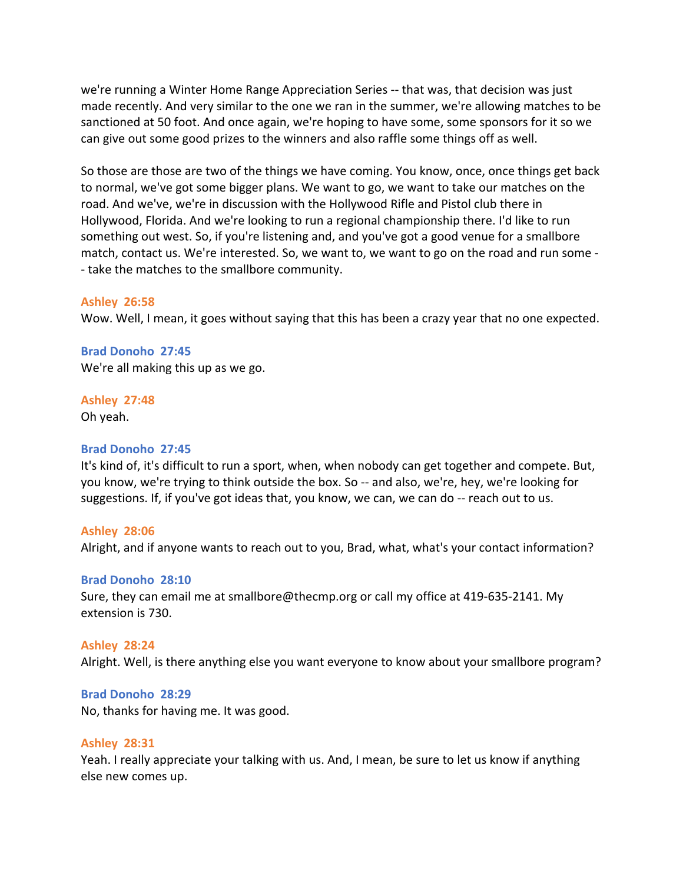we're running a Winter Home Range Appreciation Series -- that was, that decision was just made recently. And very similar to the one we ran in the summer, we're allowing matches to be sanctioned at 50 foot. And once again, we're hoping to have some, some sponsors for it so we can give out some good prizes to the winners and also raffle some things off as well.

So those are those are two of the things we have coming. You know, once, once things get back to normal, we've got some bigger plans. We want to go, we want to take our matches on the road. And we've, we're in discussion with the Hollywood Rifle and Pistol club there in Hollywood, Florida. And we're looking to run a regional championship there. I'd like to run something out west. So, if you're listening and, and you've got a good venue for a smallbore match, contact us. We're interested. So, we want to, we want to go on the road and run some -- take the matches to the smallbore community.

**Ashley 26:58**
Wow. Well, I mean, it goes without saying that this has been a crazy year that no one expected.

**Brad Donoho 27:45**
We're all making this up as we go.

**Ashley 27:48**
Oh yeah.

**Brad Donoho 27:45**
It's kind of, it's difficult to run a sport, when, when nobody can get together and compete. But, you know, we're trying to think outside the box. So -- and also, we're, hey, we're looking for suggestions. If, if you've got ideas that, you know, we can, we can do -- reach out to us.

**Ashley 28:06**
Alright, and if anyone wants to reach out to you, Brad, what, what's your contact information?

**Brad Donoho 28:10**
Sure, they can email me at smallbore@thecmp.org or call my office at 419-635-2141. My extension is 730.

**Ashley 28:24**
Alright. Well, is there anything else you want everyone to know about your smallbore program?

**Brad Donoho 28:29**
No, thanks for having me. It was good.

**Ashley 28:31**
Yeah. I really appreciate your talking with us. And, I mean, be sure to let us know if anything else new comes up.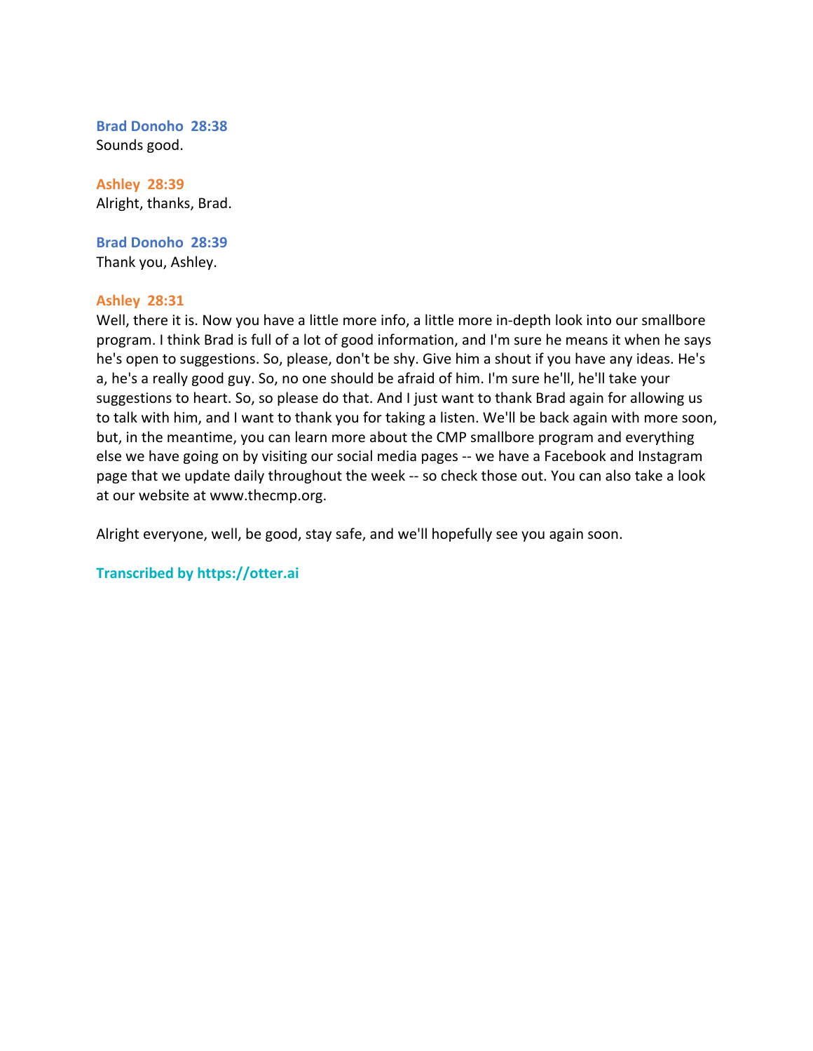**Brad Donoho  28:38**
Sounds good.

**Ashley  28:39**
Alright, thanks, Brad.

**Brad Donoho  28:39**
Thank you, Ashley.

**Ashley  28:31**
Well, there it is. Now you have a little more info, a little more in-depth look into our smallbore program. I think Brad is full of a lot of good information, and I'm sure he means it when he says he's open to suggestions. So, please, don't be shy. Give him a shout if you have any ideas. He's a, he's a really good guy. So, no one should be afraid of him. I'm sure he'll, he'll take your suggestions to heart. So, so please do that. And I just want to thank Brad again for allowing us to talk with him, and I want to thank you for taking a listen. We'll be back again with more soon, but, in the meantime, you can learn more about the CMP smallbore program and everything else we have going on by visiting our social media pages -- we have a Facebook and Instagram page that we update daily throughout the week -- so check those out. You can also take a look at our website at www.thecmp.org.

Alright everyone, well, be good, stay safe, and we'll hopefully see you again soon.

**Transcribed by https://otter.ai**